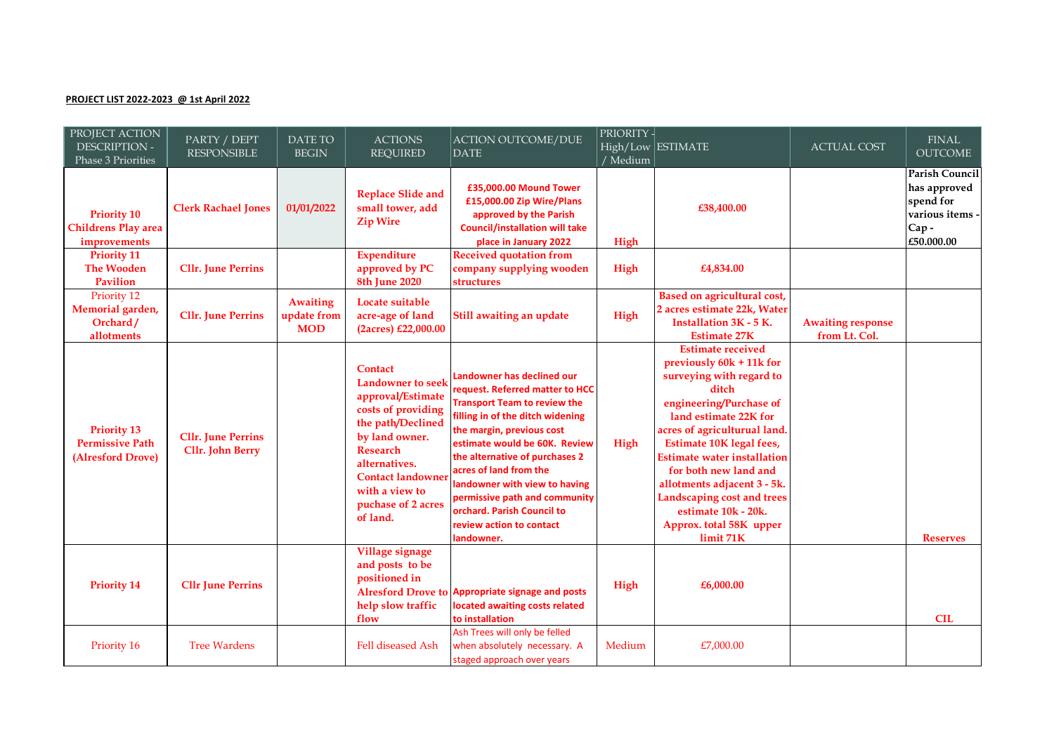**PROJECT LIST 2022-2023 @ 1st April 2022**

| PROJECT ACTION DESCRIPTION - Phase 3 Priorities | PARTY / DEPT RESPONSIBLE | DATE TO BEGIN | ACTIONS REQUIRED | ACTION OUTCOME/DUE DATE | PRIORITY - High/Low / Medium | ESTIMATE | ACTUAL COST | FINAL OUTCOME |
|---|---|---|---|---|---|---|---|---|
| **Priority 10 Childrens Play area improvements** | **Clerk Rachael Jones** | 01/01/2022 | **Replace Slide and small tower, add Zip Wire** | **£35,000.00 Mound Tower £15,000.00 Zip Wire/Plans approved by the Parish Council/installation will take place in January 2022** | **High** | **£38,400.00** | | **Parish Council has approved spend for various items - Cap - £50.000.00** |
| **Priority 11 The Wooden Pavilion** | **Cllr. June Perrins** | | **Expenditure approved by PC 8th June 2020** | **Received quotation from company supplying wooden structures** | **High** | **£4,834.00** | | |
| Priority 12 **Memorial garden, Orchard / allotments** | **Cllr. June Perrins** | **Awaiting update from MOD** | **Locate suitable acre-age of land (2acres) £22,000.00** | **Still awaiting an update** | **High** | **Based on agricultural cost, 2 acres estimate 22k, Water Installation 3K - 5 K. Estimate 27K** | **Awaiting response from Lt. Col.** | |
| **Priority 13 Permissive Path (Alresford Drove)** | **Cllr. June Perrins Cllr. John Berry** | | **Contact Landowner to seek approval/Estimate costs of providing the path/Declined by land owner. Research alternatives. Contact landowner with a view to puchase of 2 acres of land.** | **Landowner has declined our request. Referred matter to HCC Transport Team to review the filling in of the ditch widening the margin, previous cost estimate would be 60K. Review the alternative of purchases 2 acres of land from the landowner with view to having permissive path and community orchard. Parish Council to review action to contact landowner.** | **High** | **Estimate received previously 60k + 11k for surveying with regard to ditch engineering/Purchase of land estimate 22K for acres of agricultural land. Estimate 10K legal fees, Estimate water installation for both new land and allotments adjacent 3 - 5k. Landscaping cost and trees estimate 10k - 20k. Approx. total 58K upper limit 71K** | | **Reserves** |
| **Priority 14** | **Cllr June Perrins** | | **Village signage and posts to be positioned in Alresford Drove to help slow traffic flow** | **Appropriate signage and posts located awaiting costs related to installation** | **High** | **£6,000.00** | | **CIL** |
| Priority 16 | Tree Wardens | | Fell diseased Ash | Ash Trees will only be felled when absolutely necessary. A staged approach over years | Medium | £7,000.00 | | |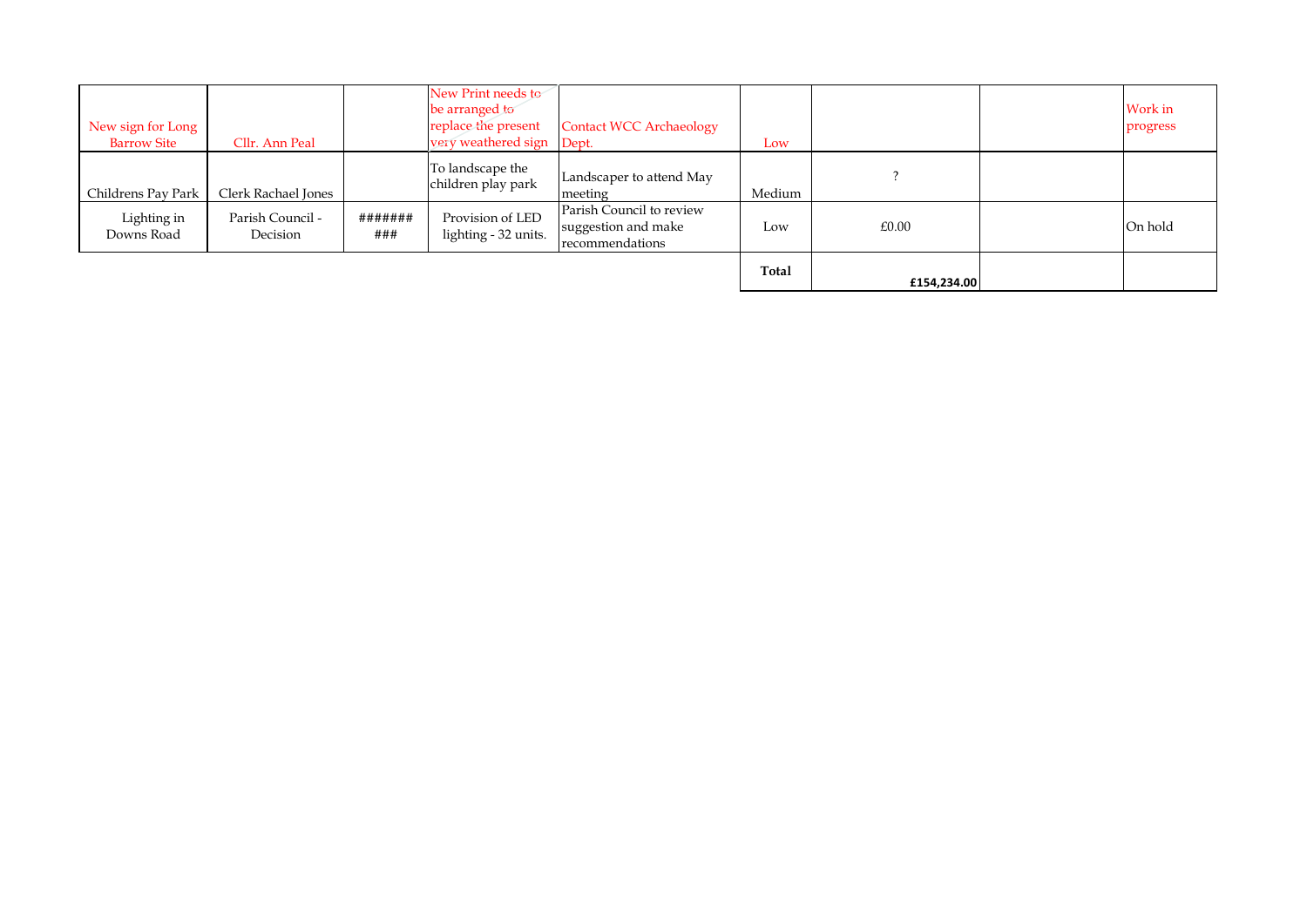| | | | | | | | | |
|---|---|---|---|---|---|---|---|---|
| New sign for Long Barrow Site | Cllr. Ann Peal | | New Print needs to be arranged to replace the present very weathered sign | Contact WCC Archaeology Dept. | Low | | | Work in progress |
| Childrens Pay Park | Clerk Rachael Jones | | To landscape the children play park | Landscaper to attend May meeting | Medium | ? | | |
| Lighting in Downs Road | Parish Council - Decision | ########## | Provision of LED lighting - 32 units. | Parish Council to review suggestion and make recommendations | Low | £0.00 | | On hold |
| | | | | | **Total** | **£154,234.00** | | |